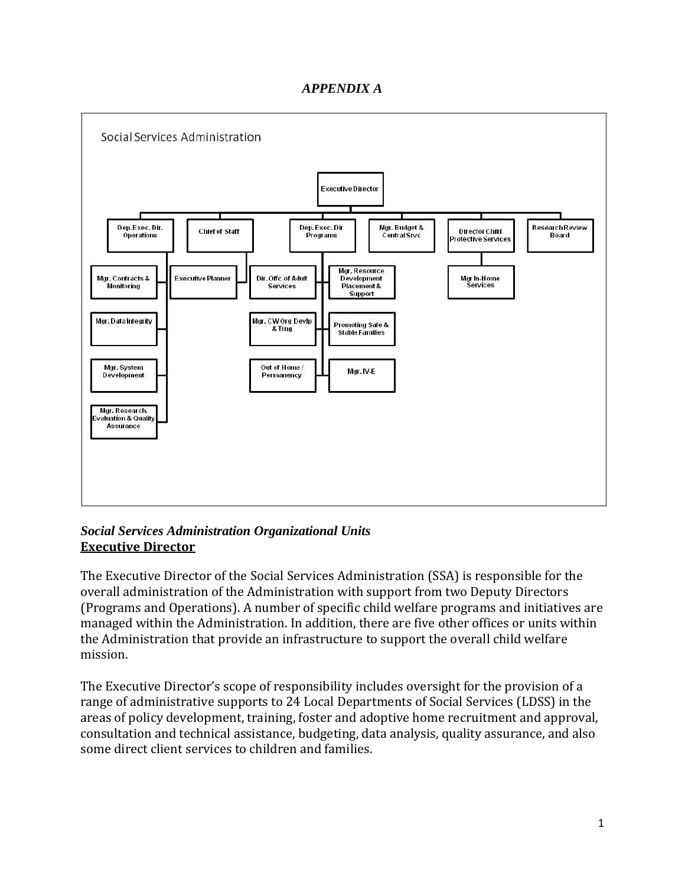*APPENDIX A*

Social Services Administration

Executive Director

Dep. Exec. Dir. Operations
- Mgr. Contracts & Monitoring
- Mgr. Data Integrity
- Mgr. System Development
- Mgr. Research, Evaluation & Quality Assurance

Chief of Staff
- Executive Planner

Dep. Exec. Dir Programs
- Dir. Offc of Adult Services
- Mgr. CW Org Devlp & Trng
- Out of Home / Permanency
- Mgr. Resource Development Placement & Support
- Promoting Safe & Stable Families
- Mgr. IV-E

Mgr. Budget & Central Srvc

Director Child Protective Services
- Mgr In-Home Services

Research Review Board

***Social Services Administration Organizational Units***

**<u>Executive Director</u>**

The Executive Director of the Social Services Administration (SSA) is responsible for the overall administration of the Administration with support from two Deputy Directors (Programs and Operations). A number of specific child welfare programs and initiatives are managed within the Administration. In addition, there are five other offices or units within the Administration that provide an infrastructure to support the overall child welfare mission.

The Executive Director's scope of responsibility includes oversight for the provision of a range of administrative supports to 24 Local Departments of Social Services (LDSS) in the areas of policy development, training, foster and adoptive home recruitment and approval, consultation and technical assistance, budgeting, data analysis, quality assurance, and also some direct client services to children and families.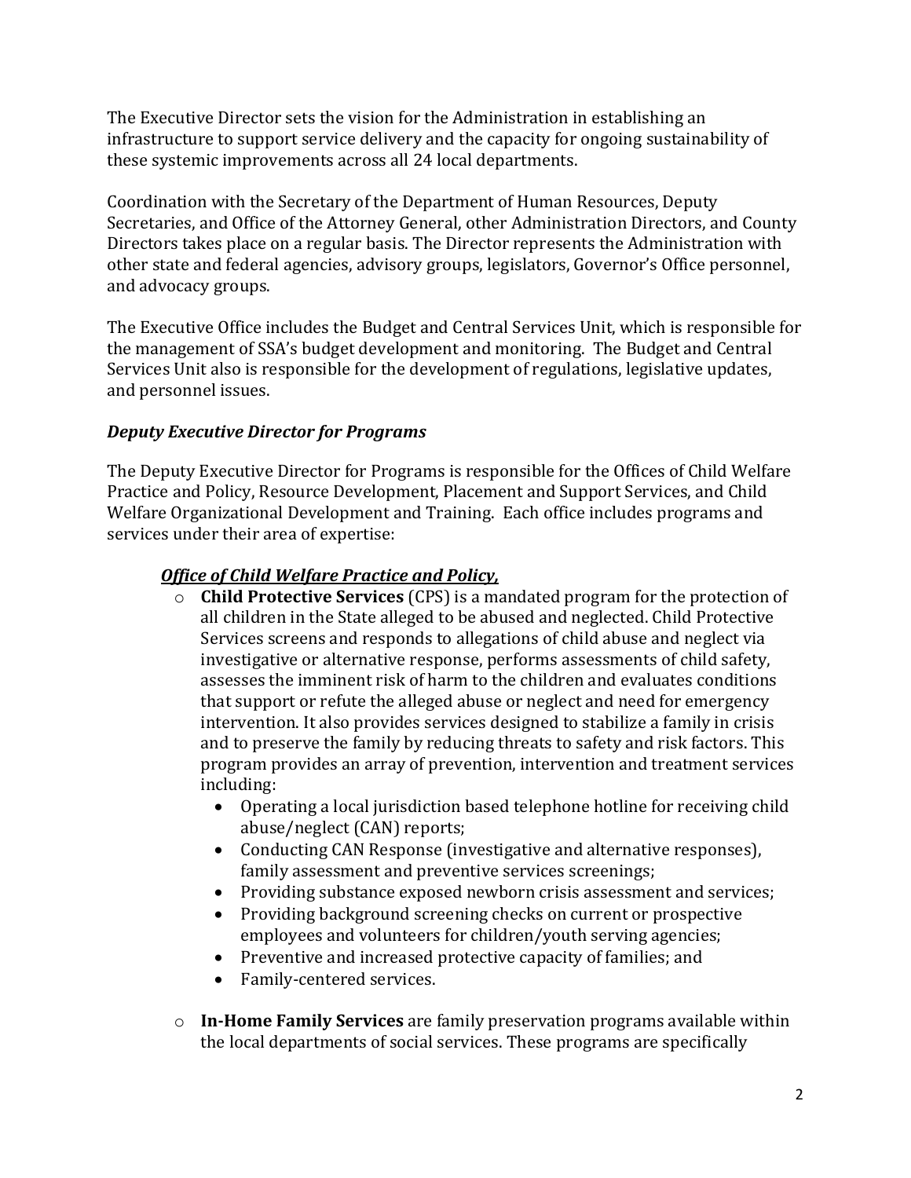The Executive Director sets the vision for the Administration in establishing an infrastructure to support service delivery and the capacity for ongoing sustainability of these systemic improvements across all 24 local departments.

Coordination with the Secretary of the Department of Human Resources, Deputy Secretaries, and Office of the Attorney General, other Administration Directors, and County Directors takes place on a regular basis. The Director represents the Administration with other state and federal agencies, advisory groups, legislators, Governor's Office personnel, and advocacy groups.

The Executive Office includes the Budget and Central Services Unit, which is responsible for the management of SSA's budget development and monitoring. The Budget and Central Services Unit also is responsible for the development of regulations, legislative updates, and personnel issues.

### *Deputy Executive Director for Programs*

The Deputy Executive Director for Programs is responsible for the Offices of Child Welfare Practice and Policy, Resource Development, Placement and Support Services, and Child Welfare Organizational Development and Training. Each office includes programs and services under their area of expertise:

#### ***Office of Child Welfare Practice and Policy,***

- **Child Protective Services** (CPS) is a mandated program for the protection of all children in the State alleged to be abused and neglected. Child Protective Services screens and responds to allegations of child abuse and neglect via investigative or alternative response, performs assessments of child safety, assesses the imminent risk of harm to the children and evaluates conditions that support or refute the alleged abuse or neglect and need for emergency intervention. It also provides services designed to stabilize a family in crisis and to preserve the family by reducing threats to safety and risk factors. This program provides an array of prevention, intervention and treatment services including:
  - Operating a local jurisdiction based telephone hotline for receiving child abuse/neglect (CAN) reports;
  - Conducting CAN Response (investigative and alternative responses), family assessment and preventive services screenings;
  - Providing substance exposed newborn crisis assessment and services;
  - Providing background screening checks on current or prospective employees and volunteers for children/youth serving agencies;
  - Preventive and increased protective capacity of families; and
  - Family-centered services.

- **In-Home Family Services** are family preservation programs available within the local departments of social services. These programs are specifically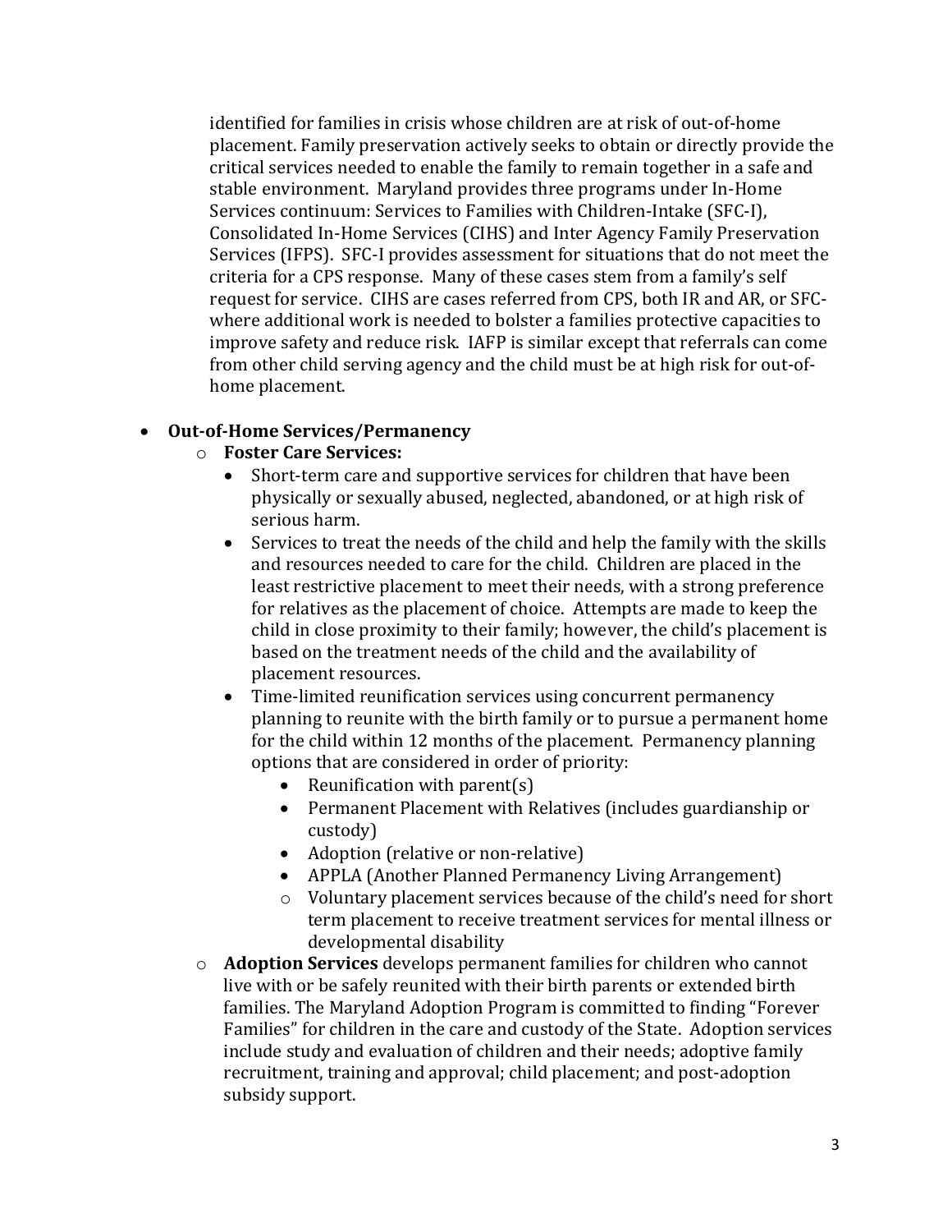identified for families in crisis whose children are at risk of out-of-home placement. Family preservation actively seeks to obtain or directly provide the critical services needed to enable the family to remain together in a safe and stable environment. Maryland provides three programs under In-Home Services continuum: Services to Families with Children-Intake (SFC-I), Consolidated In-Home Services (CIHS) and Inter Agency Family Preservation Services (IFPS). SFC-I provides assessment for situations that do not meet the criteria for a CPS response. Many of these cases stem from a family's self request for service. CIHS are cases referred from CPS, both IR and AR, or SFC-where additional work is needed to bolster a families protective capacities to improve safety and reduce risk. IAFP is similar except that referrals can come from other child serving agency and the child must be at high risk for out-of-home placement.

- **Out-of-Home Services/Permanency**
  - **Foster Care Services:**
    - Short-term care and supportive services for children that have been physically or sexually abused, neglected, abandoned, or at high risk of serious harm.
    - Services to treat the needs of the child and help the family with the skills and resources needed to care for the child. Children are placed in the least restrictive placement to meet their needs, with a strong preference for relatives as the placement of choice. Attempts are made to keep the child in close proximity to their family; however, the child's placement is based on the treatment needs of the child and the availability of placement resources.
    - Time-limited reunification services using concurrent permanency planning to reunite with the birth family or to pursue a permanent home for the child within 12 months of the placement. Permanency planning options that are considered in order of priority:
      - Reunification with parent(s)
      - Permanent Placement with Relatives (includes guardianship or custody)
      - Adoption (relative or non-relative)
      - APPLA (Another Planned Permanency Living Arrangement)
      - Voluntary placement services because of the child's need for short term placement to receive treatment services for mental illness or developmental disability
  - **Adoption Services** develops permanent families for children who cannot live with or be safely reunited with their birth parents or extended birth families. The Maryland Adoption Program is committed to finding "Forever Families" for children in the care and custody of the State. Adoption services include study and evaluation of children and their needs; adoptive family recruitment, training and approval; child placement; and post-adoption subsidy support.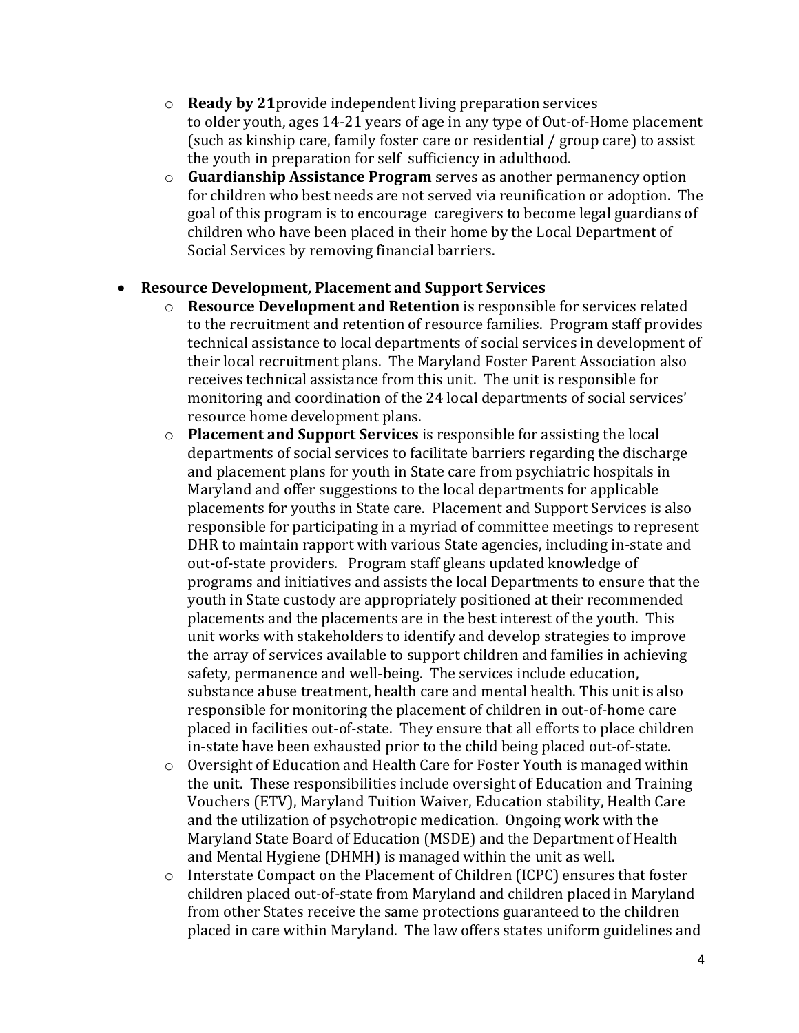- **Ready by 21**provide independent living preparation services to older youth, ages 14-21 years of age in any type of Out-of-Home placement (such as kinship care, family foster care or residential / group care) to assist the youth in preparation for self sufficiency in adulthood.
- **Guardianship Assistance Program** serves as another permanency option for children who best needs are not served via reunification or adoption. The goal of this program is to encourage caregivers to become legal guardians of children who have been placed in their home by the Local Department of Social Services by removing financial barriers.

- **Resource Development, Placement and Support Services**
  - **Resource Development and Retention** is responsible for services related to the recruitment and retention of resource families. Program staff provides technical assistance to local departments of social services in development of their local recruitment plans. The Maryland Foster Parent Association also receives technical assistance from this unit. The unit is responsible for monitoring and coordination of the 24 local departments of social services' resource home development plans.
  - **Placement and Support Services** is responsible for assisting the local departments of social services to facilitate barriers regarding the discharge and placement plans for youth in State care from psychiatric hospitals in Maryland and offer suggestions to the local departments for applicable placements for youths in State care. Placement and Support Services is also responsible for participating in a myriad of committee meetings to represent DHR to maintain rapport with various State agencies, including in-state and out-of-state providers. Program staff gleans updated knowledge of programs and initiatives and assists the local Departments to ensure that the youth in State custody are appropriately positioned at their recommended placements and the placements are in the best interest of the youth. This unit works with stakeholders to identify and develop strategies to improve the array of services available to support children and families in achieving safety, permanence and well-being. The services include education, substance abuse treatment, health care and mental health. This unit is also responsible for monitoring the placement of children in out-of-home care placed in facilities out-of-state. They ensure that all efforts to place children in-state have been exhausted prior to the child being placed out-of-state.
  - Oversight of Education and Health Care for Foster Youth is managed within the unit. These responsibilities include oversight of Education and Training Vouchers (ETV), Maryland Tuition Waiver, Education stability, Health Care and the utilization of psychotropic medication. Ongoing work with the Maryland State Board of Education (MSDE) and the Department of Health and Mental Hygiene (DHMH) is managed within the unit as well.
  - Interstate Compact on the Placement of Children (ICPC) ensures that foster children placed out-of-state from Maryland and children placed in Maryland from other States receive the same protections guaranteed to the children placed in care within Maryland. The law offers states uniform guidelines and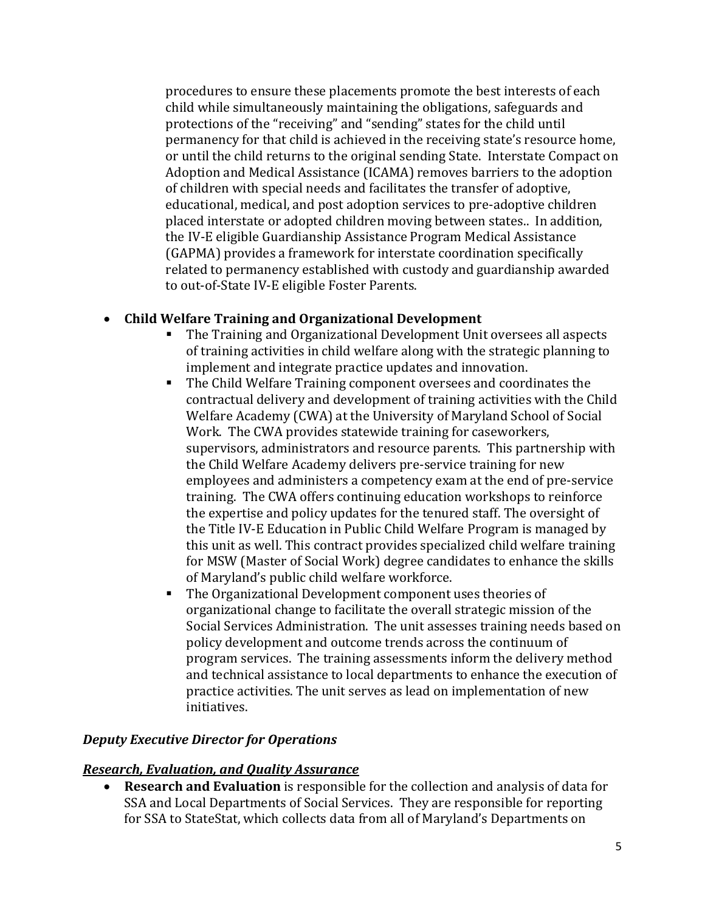procedures to ensure these placements promote the best interests of each child while simultaneously maintaining the obligations, safeguards and protections of the "receiving" and "sending" states for the child until permanency for that child is achieved in the receiving state's resource home, or until the child returns to the original sending State. Interstate Compact on Adoption and Medical Assistance (ICAMA) removes barriers to the adoption of children with special needs and facilitates the transfer of adoptive, educational, medical, and post adoption services to pre-adoptive children placed interstate or adopted children moving between states.. In addition, the IV-E eligible Guardianship Assistance Program Medical Assistance (GAPMA) provides a framework for interstate coordination specifically related to permanency established with custody and guardianship awarded to out-of-State IV-E eligible Foster Parents.

- **Child Welfare Training and Organizational Development**
  - The Training and Organizational Development Unit oversees all aspects of training activities in child welfare along with the strategic planning to implement and integrate practice updates and innovation.
  - The Child Welfare Training component oversees and coordinates the contractual delivery and development of training activities with the Child Welfare Academy (CWA) at the University of Maryland School of Social Work. The CWA provides statewide training for caseworkers, supervisors, administrators and resource parents. This partnership with the Child Welfare Academy delivers pre-service training for new employees and administers a competency exam at the end of pre-service training. The CWA offers continuing education workshops to reinforce the expertise and policy updates for the tenured staff. The oversight of the Title IV-E Education in Public Child Welfare Program is managed by this unit as well. This contract provides specialized child welfare training for MSW (Master of Social Work) degree candidates to enhance the skills of Maryland's public child welfare workforce.
  - The Organizational Development component uses theories of organizational change to facilitate the overall strategic mission of the Social Services Administration. The unit assesses training needs based on policy development and outcome trends across the continuum of program services. The training assessments inform the delivery method and technical assistance to local departments to enhance the execution of practice activities. The unit serves as lead on implementation of new initiatives.

***Deputy Executive Director for Operations***

***<u>Research, Evaluation, and Quality Assurance</u>***

- **Research and Evaluation** is responsible for the collection and analysis of data for SSA and Local Departments of Social Services. They are responsible for reporting for SSA to StateStat, which collects data from all of Maryland's Departments on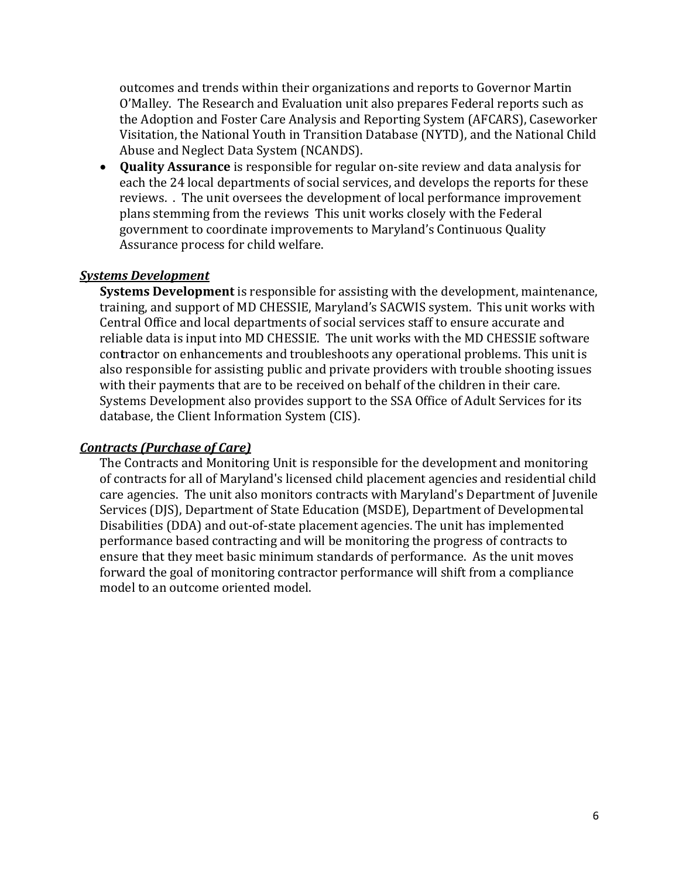outcomes and trends within their organizations and reports to Governor Martin O'Malley. The Research and Evaluation unit also prepares Federal reports such as the Adoption and Foster Care Analysis and Reporting System (AFCARS), Caseworker Visitation, the National Youth in Transition Database (NYTD), and the National Child Abuse and Neglect Data System (NCANDS).

- **Quality Assurance** is responsible for regular on-site review and data analysis for each the 24 local departments of social services, and develops the reports for these reviews. . The unit oversees the development of local performance improvement plans stemming from the reviews This unit works closely with the Federal government to coordinate improvements to Maryland's Continuous Quality Assurance process for child welfare.

***Systems Development***

**Systems Development** is responsible for assisting with the development, maintenance, training, and support of MD CHESSIE, Maryland's SACWIS system. This unit works with Central Office and local departments of social services staff to ensure accurate and reliable data is input into MD CHESSIE. The unit works with the MD CHESSIE software contractor on enhancements and troubleshoots any operational problems. This unit is also responsible for assisting public and private providers with trouble shooting issues with their payments that are to be received on behalf of the children in their care. Systems Development also provides support to the SSA Office of Adult Services for its database, the Client Information System (CIS).

***Contracts (Purchase of Care)***

The Contracts and Monitoring Unit is responsible for the development and monitoring of contracts for all of Maryland's licensed child placement agencies and residential child care agencies. The unit also monitors contracts with Maryland's Department of Juvenile Services (DJS), Department of State Education (MSDE), Department of Developmental Disabilities (DDA) and out-of-state placement agencies. The unit has implemented performance based contracting and will be monitoring the progress of contracts to ensure that they meet basic minimum standards of performance. As the unit moves forward the goal of monitoring contractor performance will shift from a compliance model to an outcome oriented model.